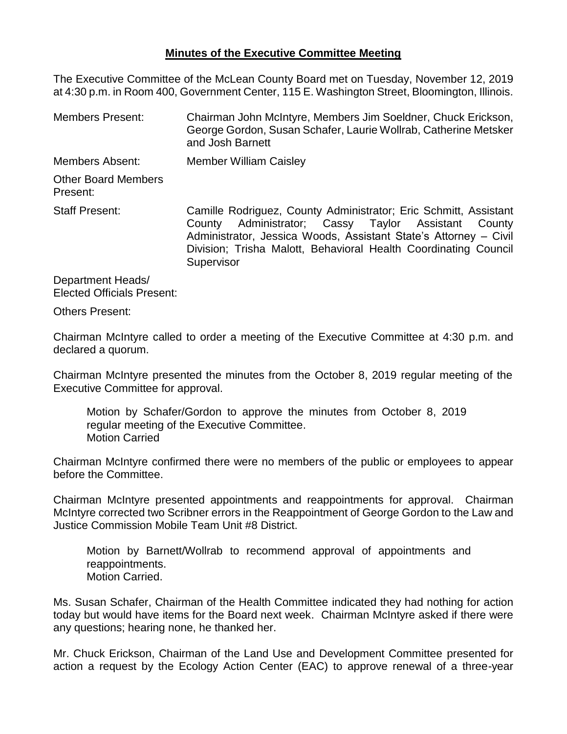**Minutes of the Executive Committee Meeting**

The Executive Committee of the McLean County Board met on Tuesday, November 12, 2019 at 4:30 p.m. in Room 400, Government Center, 115 E. Washington Street, Bloomington, Illinois.

| | |
|---|---|
| Members Present: | Chairman John McIntyre, Members Jim Soeldner, Chuck Erickson, George Gordon, Susan Schafer, Laurie Wollrab, Catherine Metsker and Josh Barnett |
| Members Absent: | Member William Caisley |
| Other Board Members Present: | |
| Staff Present: | Camille Rodriguez, County Administrator; Eric Schmitt, Assistant County Administrator; Cassy Taylor Assistant County Administrator, Jessica Woods, Assistant State's Attorney – Civil Division; Trisha Malott, Behavioral Health Coordinating Council Supervisor |
| Department Heads/ Elected Officials Present: | |
| Others Present: | |

Chairman McIntyre called to order a meeting of the Executive Committee at 4:30 p.m. and declared a quorum.

Chairman McIntyre presented the minutes from the October 8, 2019 regular meeting of the Executive Committee for approval.

> Motion by Schafer/Gordon to approve the minutes from October 8, 2019 regular meeting of the Executive Committee.
> Motion Carried

Chairman McIntyre confirmed there were no members of the public or employees to appear before the Committee.

Chairman McIntyre presented appointments and reappointments for approval. Chairman McIntyre corrected two Scribner errors in the Reappointment of George Gordon to the Law and Justice Commission Mobile Team Unit #8 District.

> Motion by Barnett/Wollrab to recommend approval of appointments and reappointments.
> Motion Carried.

Ms. Susan Schafer, Chairman of the Health Committee indicated they had nothing for action today but would have items for the Board next week. Chairman McIntyre asked if there were any questions; hearing none, he thanked her.

Mr. Chuck Erickson, Chairman of the Land Use and Development Committee presented for action a request by the Ecology Action Center (EAC) to approve renewal of a three-year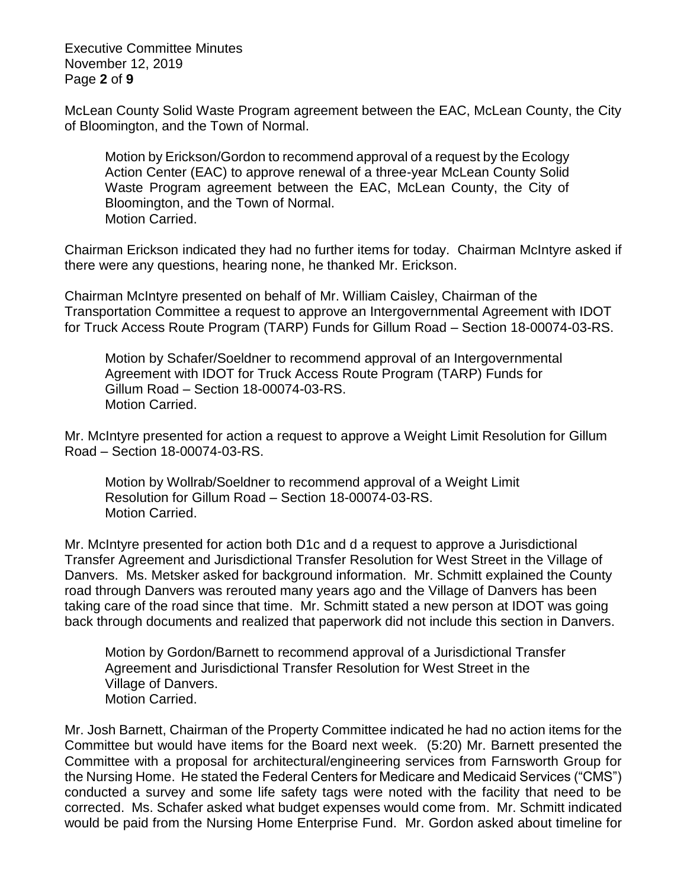McLean County Solid Waste Program agreement between the EAC, McLean County, the City of Bloomington, and the Town of Normal.

> Motion by Erickson/Gordon to recommend approval of a request by the Ecology Action Center (EAC) to approve renewal of a three-year McLean County Solid Waste Program agreement between the EAC, McLean County, the City of Bloomington, and the Town of Normal.
> Motion Carried.

Chairman Erickson indicated they had no further items for today. Chairman McIntyre asked if there were any questions, hearing none, he thanked Mr. Erickson.

Chairman McIntyre presented on behalf of Mr. William Caisley, Chairman of the Transportation Committee a request to approve an Intergovernmental Agreement with IDOT for Truck Access Route Program (TARP) Funds for Gillum Road – Section 18-00074-03-RS.

> Motion by Schafer/Soeldner to recommend approval of an Intergovernmental Agreement with IDOT for Truck Access Route Program (TARP) Funds for Gillum Road – Section 18-00074-03-RS.
> Motion Carried.

Mr. McIntyre presented for action a request to approve a Weight Limit Resolution for Gillum Road – Section 18-00074-03-RS.

> Motion by Wollrab/Soeldner to recommend approval of a Weight Limit Resolution for Gillum Road – Section 18-00074-03-RS.
> Motion Carried.

Mr. McIntyre presented for action both D1c and d a request to approve a Jurisdictional Transfer Agreement and Jurisdictional Transfer Resolution for West Street in the Village of Danvers. Ms. Metsker asked for background information. Mr. Schmitt explained the County road through Danvers was rerouted many years ago and the Village of Danvers has been taking care of the road since that time. Mr. Schmitt stated a new person at IDOT was going back through documents and realized that paperwork did not include this section in Danvers.

> Motion by Gordon/Barnett to recommend approval of a Jurisdictional Transfer Agreement and Jurisdictional Transfer Resolution for West Street in the Village of Danvers.
> Motion Carried.

Mr. Josh Barnett, Chairman of the Property Committee indicated he had no action items for the Committee but would have items for the Board next week. (5:20) Mr. Barnett presented the Committee with a proposal for architectural/engineering services from Farnsworth Group for the Nursing Home. He stated the Federal Centers for Medicare and Medicaid Services ("CMS") conducted a survey and some life safety tags were noted with the facility that need to be corrected. Ms. Schafer asked what budget expenses would come from. Mr. Schmitt indicated would be paid from the Nursing Home Enterprise Fund. Mr. Gordon asked about timeline for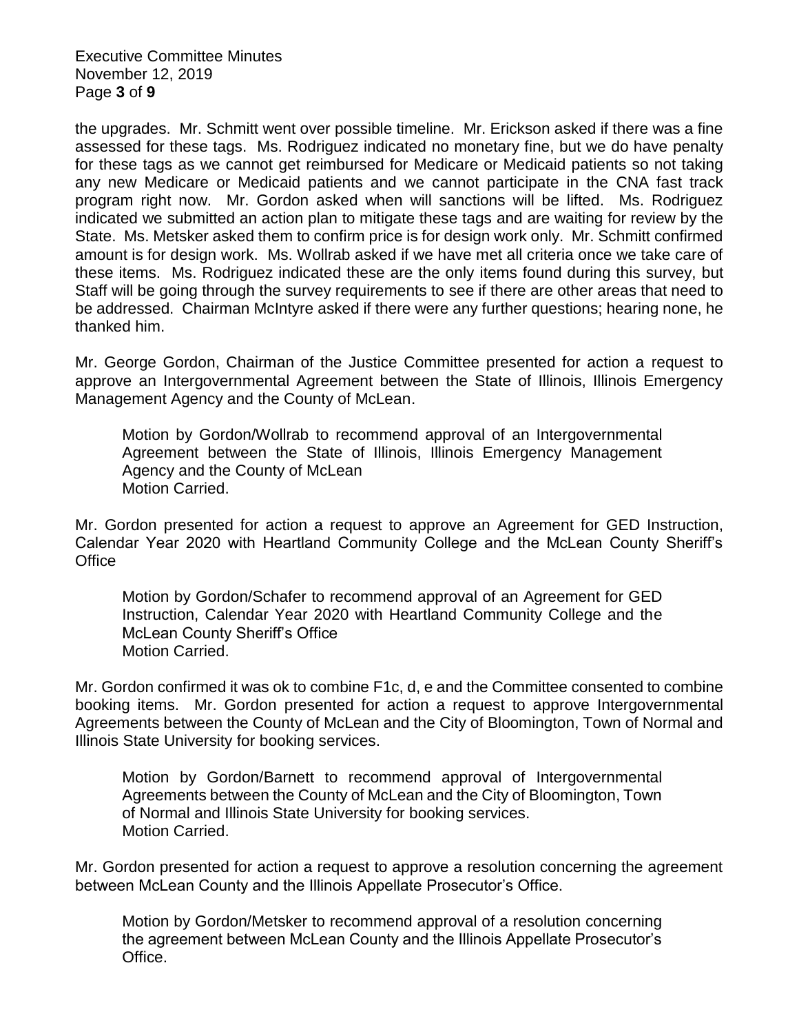the upgrades. Mr. Schmitt went over possible timeline. Mr. Erickson asked if there was a fine assessed for these tags. Ms. Rodriguez indicated no monetary fine, but we do have penalty for these tags as we cannot get reimbursed for Medicare or Medicaid patients so not taking any new Medicare or Medicaid patients and we cannot participate in the CNA fast track program right now. Mr. Gordon asked when will sanctions will be lifted. Ms. Rodriguez indicated we submitted an action plan to mitigate these tags and are waiting for review by the State. Ms. Metsker asked them to confirm price is for design work only. Mr. Schmitt confirmed amount is for design work. Ms. Wollrab asked if we have met all criteria once we take care of these items. Ms. Rodriguez indicated these are the only items found during this survey, but Staff will be going through the survey requirements to see if there are other areas that need to be addressed. Chairman McIntyre asked if there were any further questions; hearing none, he thanked him.

Mr. George Gordon, Chairman of the Justice Committee presented for action a request to approve an Intergovernmental Agreement between the State of Illinois, Illinois Emergency Management Agency and the County of McLean.

> Motion by Gordon/Wollrab to recommend approval of an Intergovernmental Agreement between the State of Illinois, Illinois Emergency Management Agency and the County of McLean
> Motion Carried.

Mr. Gordon presented for action a request to approve an Agreement for GED Instruction, Calendar Year 2020 with Heartland Community College and the McLean County Sheriff's Office

> Motion by Gordon/Schafer to recommend approval of an Agreement for GED Instruction, Calendar Year 2020 with Heartland Community College and the McLean County Sheriff's Office
> Motion Carried.

Mr. Gordon confirmed it was ok to combine F1c, d, e and the Committee consented to combine booking items. Mr. Gordon presented for action a request to approve Intergovernmental Agreements between the County of McLean and the City of Bloomington, Town of Normal and Illinois State University for booking services.

> Motion by Gordon/Barnett to recommend approval of Intergovernmental Agreements between the County of McLean and the City of Bloomington, Town of Normal and Illinois State University for booking services.
> Motion Carried.

Mr. Gordon presented for action a request to approve a resolution concerning the agreement between McLean County and the Illinois Appellate Prosecutor's Office.

> Motion by Gordon/Metsker to recommend approval of a resolution concerning the agreement between McLean County and the Illinois Appellate Prosecutor's Office.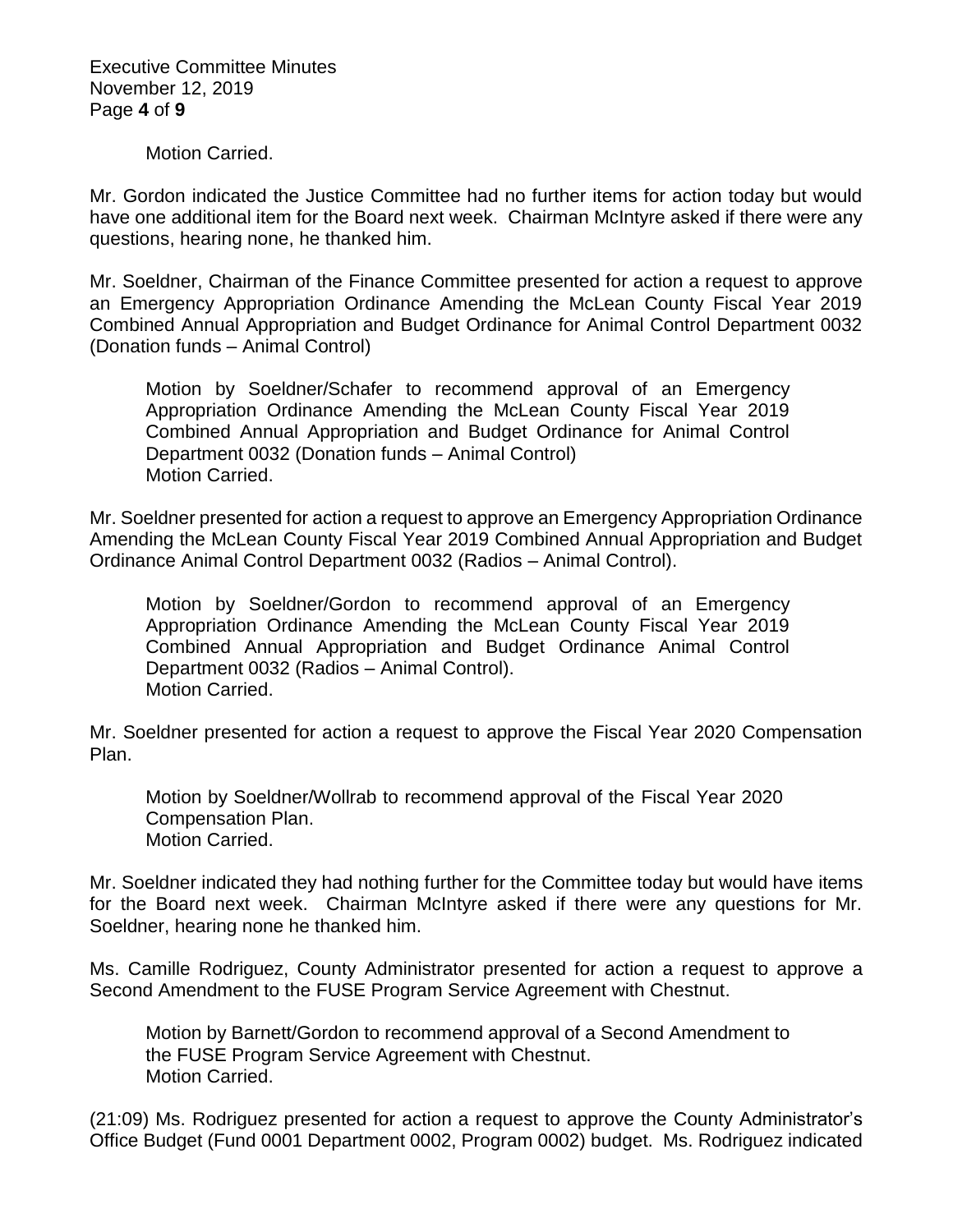Motion Carried.

Mr. Gordon indicated the Justice Committee had no further items for action today but would have one additional item for the Board next week. Chairman McIntyre asked if there were any questions, hearing none, he thanked him.

Mr. Soeldner, Chairman of the Finance Committee presented for action a request to approve an Emergency Appropriation Ordinance Amending the McLean County Fiscal Year 2019 Combined Annual Appropriation and Budget Ordinance for Animal Control Department 0032 (Donation funds – Animal Control)

> Motion by Soeldner/Schafer to recommend approval of an Emergency Appropriation Ordinance Amending the McLean County Fiscal Year 2019 Combined Annual Appropriation and Budget Ordinance for Animal Control Department 0032 (Donation funds – Animal Control)
> Motion Carried.

Mr. Soeldner presented for action a request to approve an Emergency Appropriation Ordinance Amending the McLean County Fiscal Year 2019 Combined Annual Appropriation and Budget Ordinance Animal Control Department 0032 (Radios – Animal Control).

> Motion by Soeldner/Gordon to recommend approval of an Emergency Appropriation Ordinance Amending the McLean County Fiscal Year 2019 Combined Annual Appropriation and Budget Ordinance Animal Control Department 0032 (Radios – Animal Control).
> Motion Carried.

Mr. Soeldner presented for action a request to approve the Fiscal Year 2020 Compensation Plan.

> Motion by Soeldner/Wollrab to recommend approval of the Fiscal Year 2020 Compensation Plan.
> Motion Carried.

Mr. Soeldner indicated they had nothing further for the Committee today but would have items for the Board next week. Chairman McIntyre asked if there were any questions for Mr. Soeldner, hearing none he thanked him.

Ms. Camille Rodriguez, County Administrator presented for action a request to approve a Second Amendment to the FUSE Program Service Agreement with Chestnut.

> Motion by Barnett/Gordon to recommend approval of a Second Amendment to the FUSE Program Service Agreement with Chestnut.
> Motion Carried.

(21:09) Ms. Rodriguez presented for action a request to approve the County Administrator's Office Budget (Fund 0001 Department 0002, Program 0002) budget. Ms. Rodriguez indicated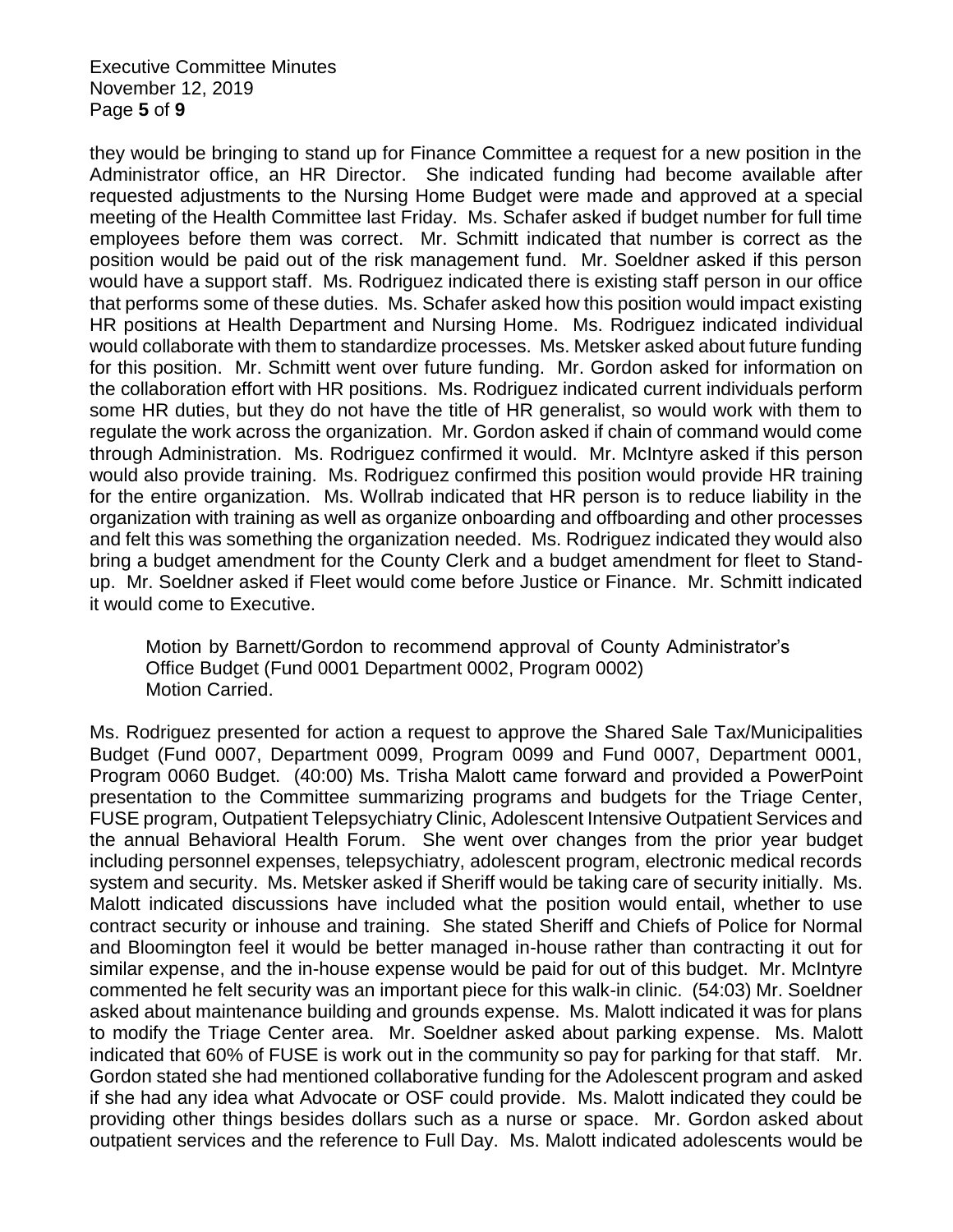they would be bringing to stand up for Finance Committee a request for a new position in the Administrator office, an HR Director. She indicated funding had become available after requested adjustments to the Nursing Home Budget were made and approved at a special meeting of the Health Committee last Friday. Ms. Schafer asked if budget number for full time employees before them was correct. Mr. Schmitt indicated that number is correct as the position would be paid out of the risk management fund. Mr. Soeldner asked if this person would have a support staff. Ms. Rodriguez indicated there is existing staff person in our office that performs some of these duties. Ms. Schafer asked how this position would impact existing HR positions at Health Department and Nursing Home. Ms. Rodriguez indicated individual would collaborate with them to standardize processes. Ms. Metsker asked about future funding for this position. Mr. Schmitt went over future funding. Mr. Gordon asked for information on the collaboration effort with HR positions. Ms. Rodriguez indicated current individuals perform some HR duties, but they do not have the title of HR generalist, so would work with them to regulate the work across the organization. Mr. Gordon asked if chain of command would come through Administration. Ms. Rodriguez confirmed it would. Mr. McIntyre asked if this person would also provide training. Ms. Rodriguez confirmed this position would provide HR training for the entire organization. Ms. Wollrab indicated that HR person is to reduce liability in the organization with training as well as organize onboarding and offboarding and other processes and felt this was something the organization needed. Ms. Rodriguez indicated they would also bring a budget amendment for the County Clerk and a budget amendment for fleet to Stand-up. Mr. Soeldner asked if Fleet would come before Justice or Finance. Mr. Schmitt indicated it would come to Executive.

> Motion by Barnett/Gordon to recommend approval of County Administrator's Office Budget (Fund 0001 Department 0002, Program 0002)
> Motion Carried.

Ms. Rodriguez presented for action a request to approve the Shared Sale Tax/Municipalities Budget (Fund 0007, Department 0099, Program 0099 and Fund 0007, Department 0001, Program 0060 Budget. (40:00) Ms. Trisha Malott came forward and provided a PowerPoint presentation to the Committee summarizing programs and budgets for the Triage Center, FUSE program, Outpatient Telepsychiatry Clinic, Adolescent Intensive Outpatient Services and the annual Behavioral Health Forum. She went over changes from the prior year budget including personnel expenses, telepsychiatry, adolescent program, electronic medical records system and security. Ms. Metsker asked if Sheriff would be taking care of security initially. Ms. Malott indicated discussions have included what the position would entail, whether to use contract security or inhouse and training. She stated Sheriff and Chiefs of Police for Normal and Bloomington feel it would be better managed in-house rather than contracting it out for similar expense, and the in-house expense would be paid for out of this budget. Mr. McIntyre commented he felt security was an important piece for this walk-in clinic. (54:03) Mr. Soeldner asked about maintenance building and grounds expense. Ms. Malott indicated it was for plans to modify the Triage Center area. Mr. Soeldner asked about parking expense. Ms. Malott indicated that 60% of FUSE is work out in the community so pay for parking for that staff. Mr. Gordon stated she had mentioned collaborative funding for the Adolescent program and asked if she had any idea what Advocate or OSF could provide. Ms. Malott indicated they could be providing other things besides dollars such as a nurse or space. Mr. Gordon asked about outpatient services and the reference to Full Day. Ms. Malott indicated adolescents would be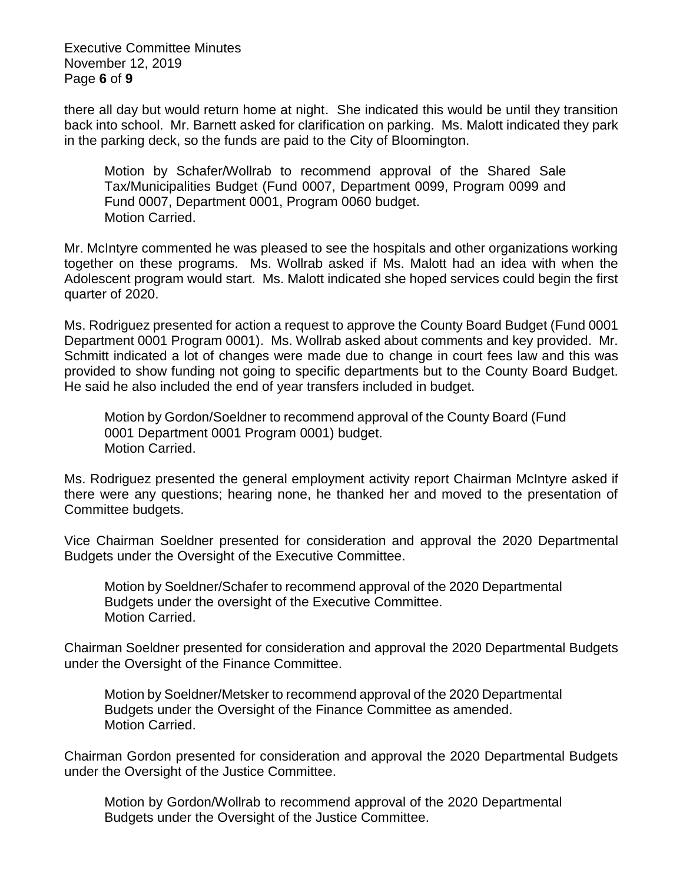there all day but would return home at night. She indicated this would be until they transition back into school. Mr. Barnett asked for clarification on parking. Ms. Malott indicated they park in the parking deck, so the funds are paid to the City of Bloomington.

> Motion by Schafer/Wollrab to recommend approval of the Shared Sale Tax/Municipalities Budget (Fund 0007, Department 0099, Program 0099 and Fund 0007, Department 0001, Program 0060 budget.
> Motion Carried.

Mr. McIntyre commented he was pleased to see the hospitals and other organizations working together on these programs. Ms. Wollrab asked if Ms. Malott had an idea with when the Adolescent program would start. Ms. Malott indicated she hoped services could begin the first quarter of 2020.

Ms. Rodriguez presented for action a request to approve the County Board Budget (Fund 0001 Department 0001 Program 0001). Ms. Wollrab asked about comments and key provided. Mr. Schmitt indicated a lot of changes were made due to change in court fees law and this was provided to show funding not going to specific departments but to the County Board Budget. He said he also included the end of year transfers included in budget.

> Motion by Gordon/Soeldner to recommend approval of the County Board (Fund 0001 Department 0001 Program 0001) budget.
> Motion Carried.

Ms. Rodriguez presented the general employment activity report Chairman McIntyre asked if there were any questions; hearing none, he thanked her and moved to the presentation of Committee budgets.

Vice Chairman Soeldner presented for consideration and approval the 2020 Departmental Budgets under the Oversight of the Executive Committee.

> Motion by Soeldner/Schafer to recommend approval of the 2020 Departmental Budgets under the oversight of the Executive Committee.
> Motion Carried.

Chairman Soeldner presented for consideration and approval the 2020 Departmental Budgets under the Oversight of the Finance Committee.

> Motion by Soeldner/Metsker to recommend approval of the 2020 Departmental Budgets under the Oversight of the Finance Committee as amended.
> Motion Carried.

Chairman Gordon presented for consideration and approval the 2020 Departmental Budgets under the Oversight of the Justice Committee.

> Motion by Gordon/Wollrab to recommend approval of the 2020 Departmental Budgets under the Oversight of the Justice Committee.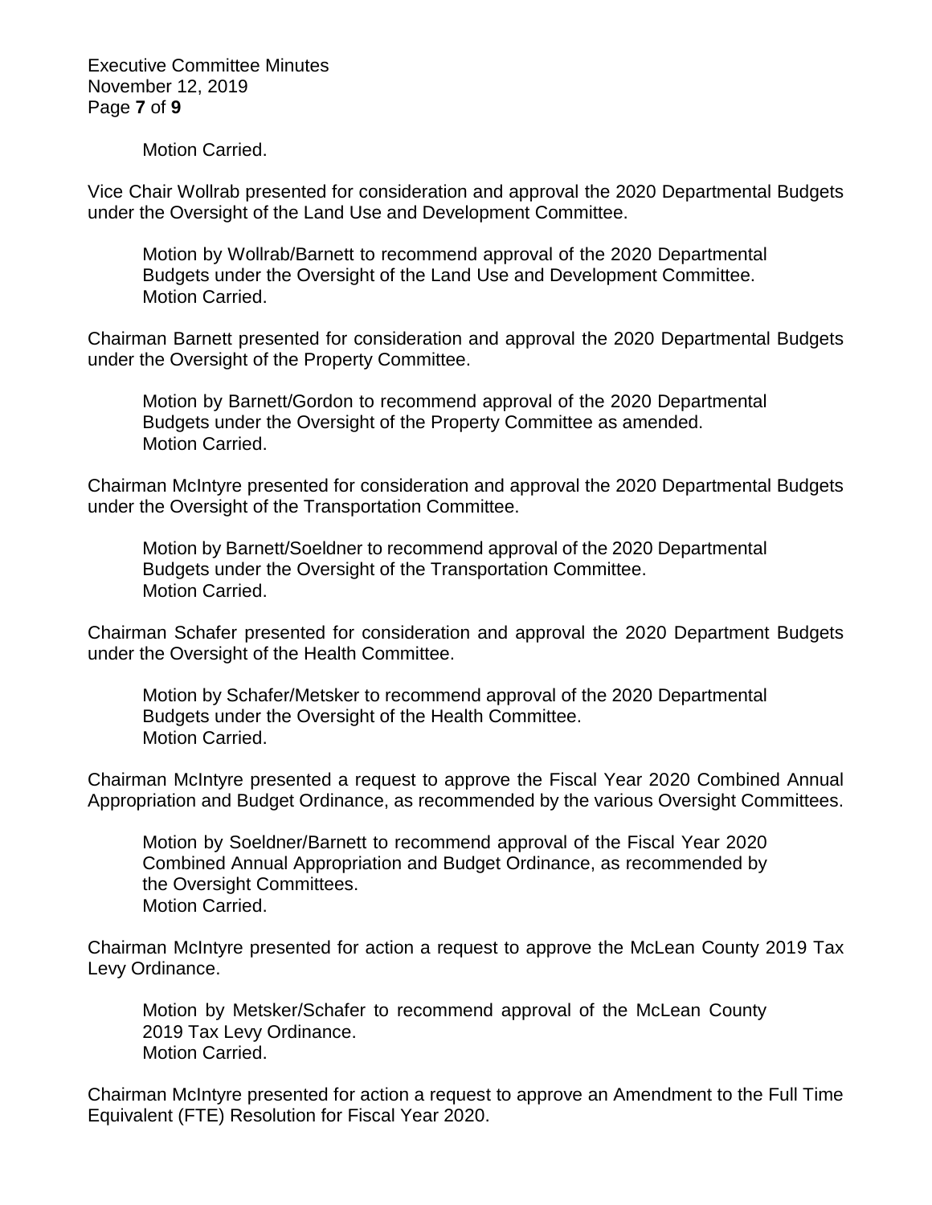Motion Carried.

Vice Chair Wollrab presented for consideration and approval the 2020 Departmental Budgets under the Oversight of the Land Use and Development Committee.

> Motion by Wollrab/Barnett to recommend approval of the 2020 Departmental Budgets under the Oversight of the Land Use and Development Committee.
> Motion Carried.

Chairman Barnett presented for consideration and approval the 2020 Departmental Budgets under the Oversight of the Property Committee.

> Motion by Barnett/Gordon to recommend approval of the 2020 Departmental Budgets under the Oversight of the Property Committee as amended.
> Motion Carried.

Chairman McIntyre presented for consideration and approval the 2020 Departmental Budgets under the Oversight of the Transportation Committee.

> Motion by Barnett/Soeldner to recommend approval of the 2020 Departmental Budgets under the Oversight of the Transportation Committee.
> Motion Carried.

Chairman Schafer presented for consideration and approval the 2020 Department Budgets under the Oversight of the Health Committee.

> Motion by Schafer/Metsker to recommend approval of the 2020 Departmental Budgets under the Oversight of the Health Committee.
> Motion Carried.

Chairman McIntyre presented a request to approve the Fiscal Year 2020 Combined Annual Appropriation and Budget Ordinance, as recommended by the various Oversight Committees.

> Motion by Soeldner/Barnett to recommend approval of the Fiscal Year 2020 Combined Annual Appropriation and Budget Ordinance, as recommended by the Oversight Committees.
> Motion Carried.

Chairman McIntyre presented for action a request to approve the McLean County 2019 Tax Levy Ordinance.

> Motion by Metsker/Schafer to recommend approval of the McLean County 2019 Tax Levy Ordinance.
> Motion Carried.

Chairman McIntyre presented for action a request to approve an Amendment to the Full Time Equivalent (FTE) Resolution for Fiscal Year 2020.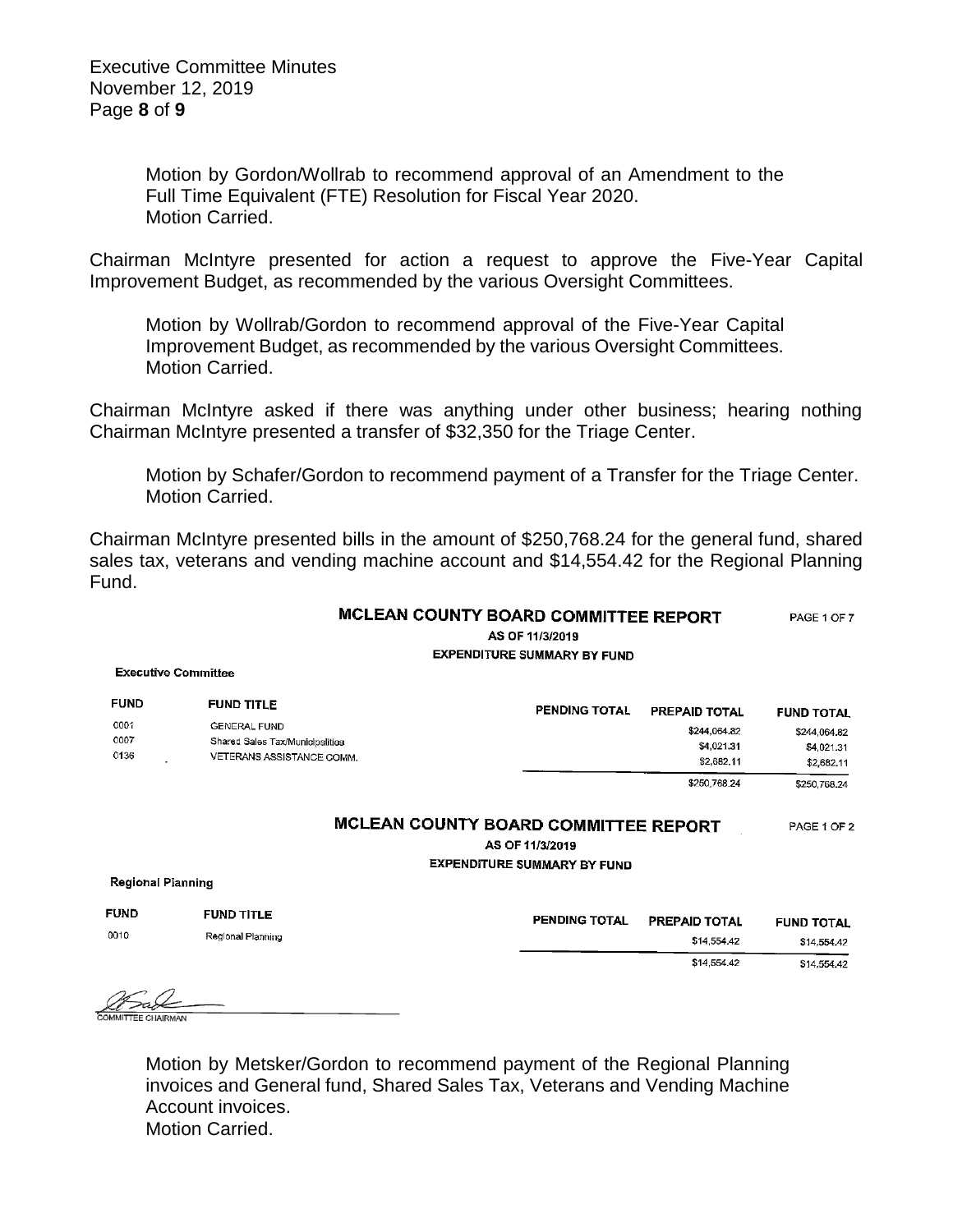Motion by Gordon/Wollrab to recommend approval of an Amendment to the Full Time Equivalent (FTE) Resolution for Fiscal Year 2020.
Motion Carried.

Chairman McIntyre presented for action a request to approve the Five-Year Capital Improvement Budget, as recommended by the various Oversight Committees.

Motion by Wollrab/Gordon to recommend approval of the Five-Year Capital Improvement Budget, as recommended by the various Oversight Committees.
Motion Carried.

Chairman McIntyre asked if there was anything under other business; hearing nothing Chairman McIntyre presented a transfer of $32,350 for the Triage Center.

Motion by Schafer/Gordon to recommend payment of a Transfer for the Triage Center.
Motion Carried.

Chairman McIntyre presented bills in the amount of $250,768.24 for the general fund, shared sales tax, veterans and vending machine account and $14,554.42 for the Regional Planning Fund.

**MCLEAN COUNTY BOARD COMMITTEE REPORT** PAGE 1 OF 7
AS OF 11/3/2019
EXPENDITURE SUMMARY BY FUND

**Executive Committee**

| FUND | FUND TITLE | PENDING TOTAL | PREPAID TOTAL | FUND TOTAL |
|---|---|---|---|---|
| 0001 | GENERAL FUND | | $244,064.82 | $244,064.82 |
| 0007 | Shared Sales Tax/Municipalities | | $4,021.31 | $4,021.31 |
| 0136 | VETERANS ASSISTANCE COMM. | | $2,682.11 | $2,682.11 |
| | | | $250,768.24 | $250,768.24 |

**MCLEAN COUNTY BOARD COMMITTEE REPORT** PAGE 1 OF 2
AS OF 11/3/2019
EXPENDITURE SUMMARY BY FUND

**Regional Planning**

| FUND | FUND TITLE | PENDING TOTAL | PREPAID TOTAL | FUND TOTAL |
|---|---|---|---|---|
| 0010 | Regional Planning | | $14,554.42 | $14,554.42 |
| | | | $14,554.42 | $14,554.42 |

COMMITTEE CHAIRMAN

Motion by Metsker/Gordon to recommend payment of the Regional Planning invoices and General fund, Shared Sales Tax, Veterans and Vending Machine Account invoices.
Motion Carried.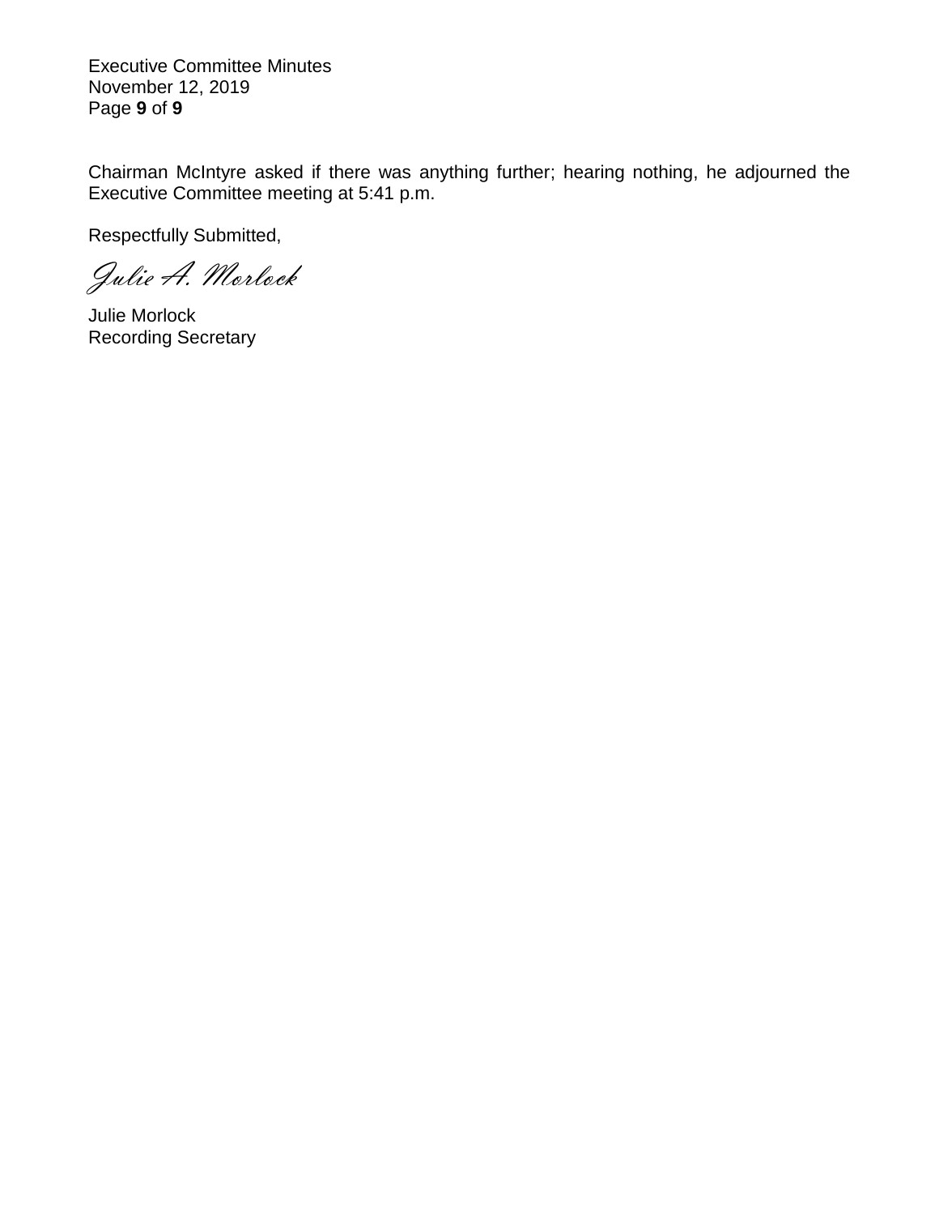Chairman McIntyre asked if there was anything further; hearing nothing, he adjourned the Executive Committee meeting at 5:41 p.m.

Respectfully Submitted,

*Julie A. Morlock*

Julie Morlock
Recording Secretary